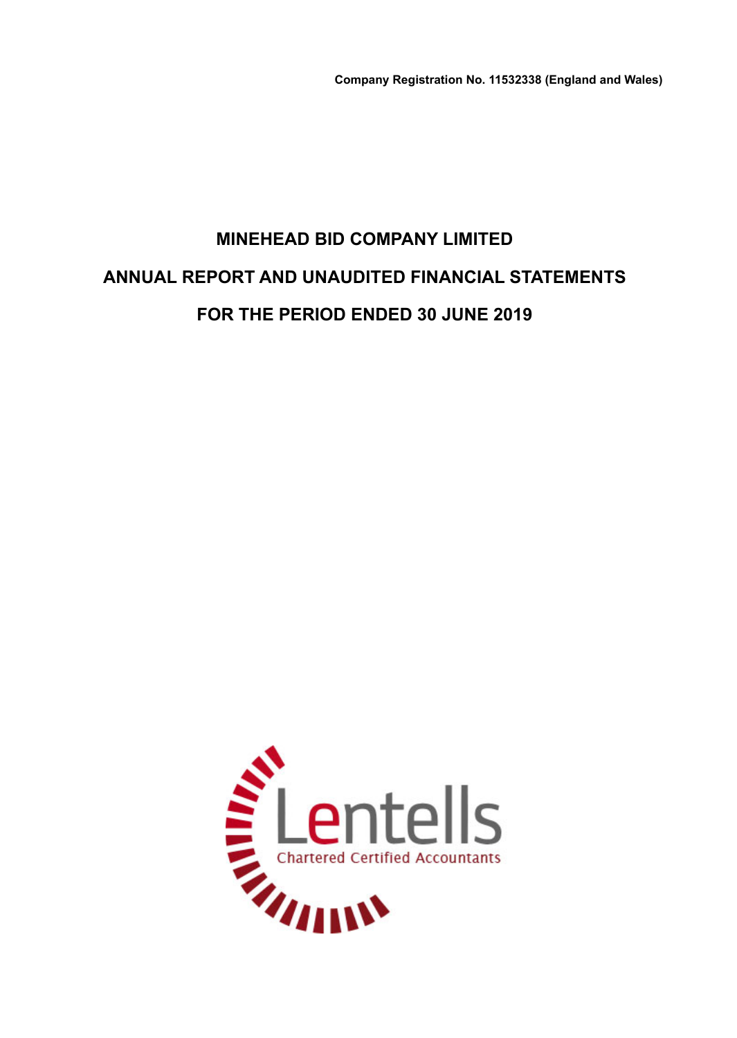Company Registration No. 11532338 (England and Wales)

# MINEHEAD BID COMPANY LIMITED

# ANNUAL REPORT AND UNAUDITED FINANCIAL STATEMENTS

# FOR THE PERIOD ENDED 30 JUNE 2019

Lentells

Chartered Certified Accountants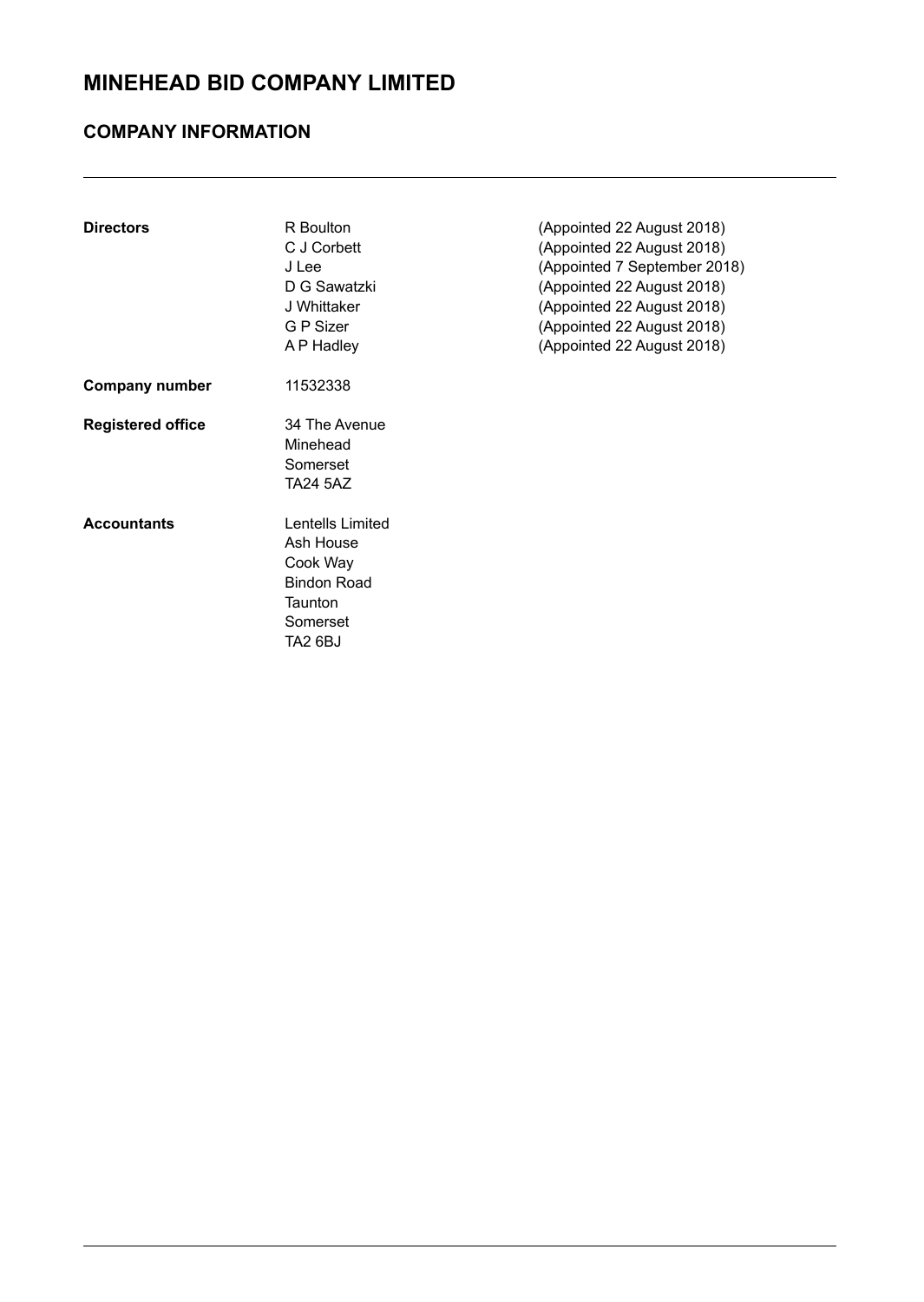# MINEHEAD BID COMPANY LIMITED

## COMPANY INFORMATION

| | | |
|---|---|---|
| **Directors** | R Boulton | (Appointed 22 August 2018) |
| | C J Corbett | (Appointed 22 August 2018) |
| | J Lee | (Appointed 7 September 2018) |
| | D G Sawatzki | (Appointed 22 August 2018) |
| | J Whittaker | (Appointed 22 August 2018) |
| | G P Sizer | (Appointed 22 August 2018) |
| | A P Hadley | (Appointed 22 August 2018) |
| **Company number** | 11532338 | |
| **Registered office** | 34 The Avenue<br>Minehead<br>Somerset<br>TA24 5AZ | |
| **Accountants** | Lentells Limited<br>Ash House<br>Cook Way<br>Bindon Road<br>Taunton<br>Somerset<br>TA2 6BJ | |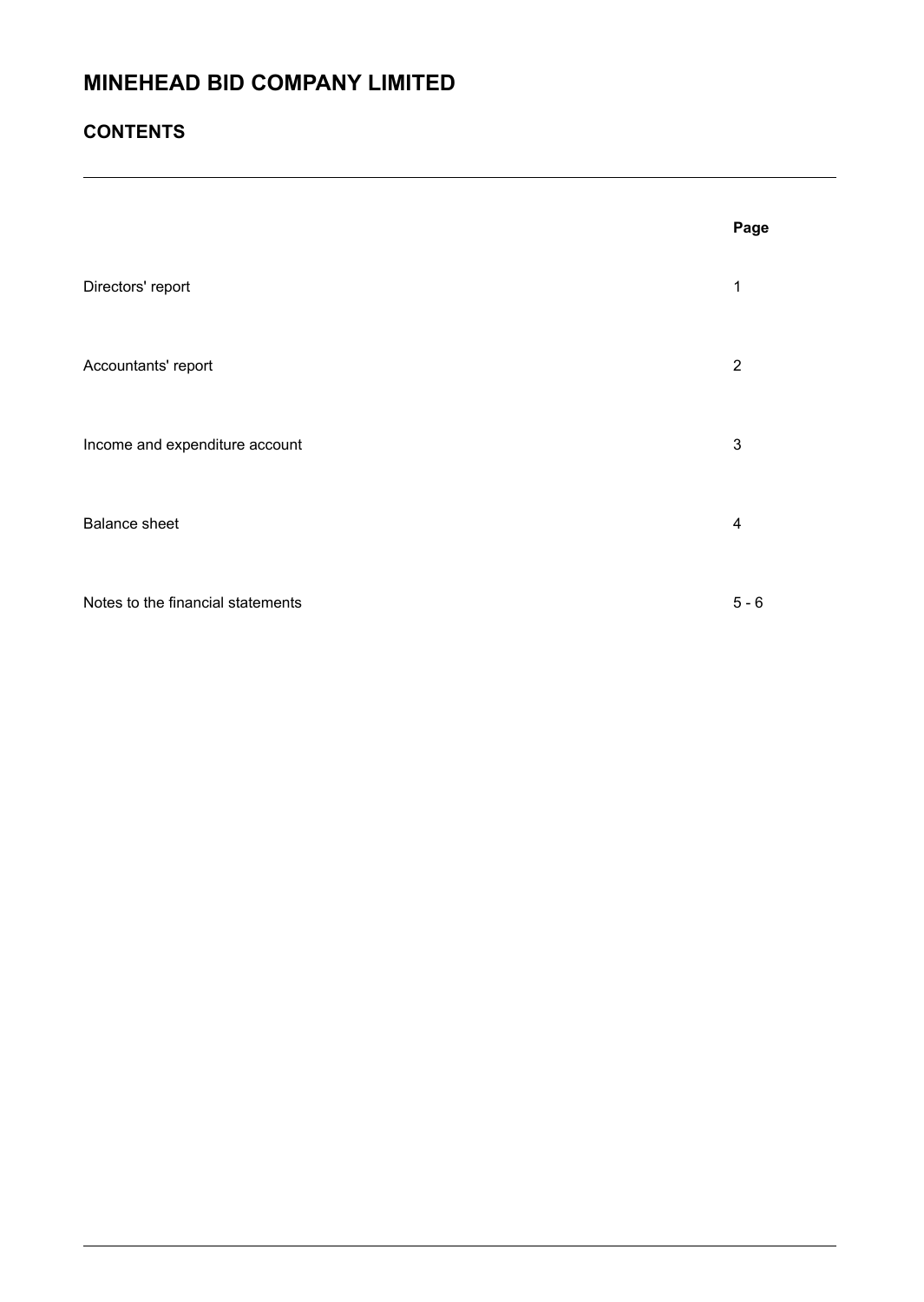# MINEHEAD BID COMPANY LIMITED

## CONTENTS

| | Page |
|---|---|
| Directors' report | 1 |
| Accountants' report | 2 |
| Income and expenditure account | 3 |
| Balance sheet | 4 |
| Notes to the financial statements | 5 - 6 |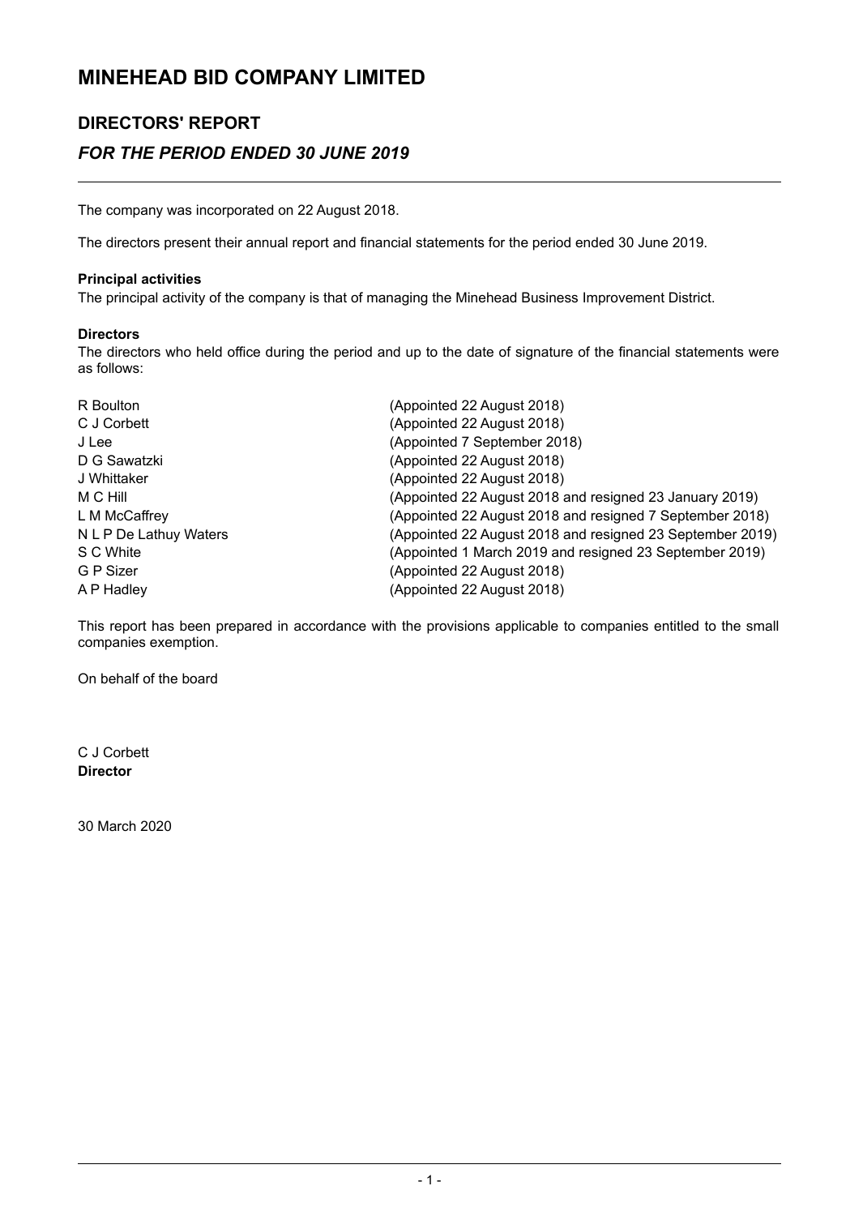# MINEHEAD BID COMPANY LIMITED

## DIRECTORS' REPORT

### *FOR THE PERIOD ENDED 30 JUNE 2019*

The company was incorporated on 22 August 2018.

The directors present their annual report and financial statements for the period ended 30 June 2019.

**Principal activities**

The principal activity of the company is that of managing the Minehead Business Improvement District.

**Directors**

The directors who held office during the period and up to the date of signature of the financial statements were as follows:

| | |
|---|---|
| R Boulton | (Appointed 22 August 2018) |
| C J Corbett | (Appointed 22 August 2018) |
| J Lee | (Appointed 7 September 2018) |
| D G Sawatzki | (Appointed 22 August 2018) |
| J Whittaker | (Appointed 22 August 2018) |
| M C Hill | (Appointed 22 August 2018 and resigned 23 January 2019) |
| L M McCaffrey | (Appointed 22 August 2018 and resigned 7 September 2018) |
| N L P De Lathuy Waters | (Appointed 22 August 2018 and resigned 23 September 2019) |
| S C White | (Appointed 1 March 2019 and resigned 23 September 2019) |
| G P Sizer | (Appointed 22 August 2018) |
| A P Hadley | (Appointed 22 August 2018) |

This report has been prepared in accordance with the provisions applicable to companies entitled to the small companies exemption.

On behalf of the board

C J Corbett
**Director**

30 March 2020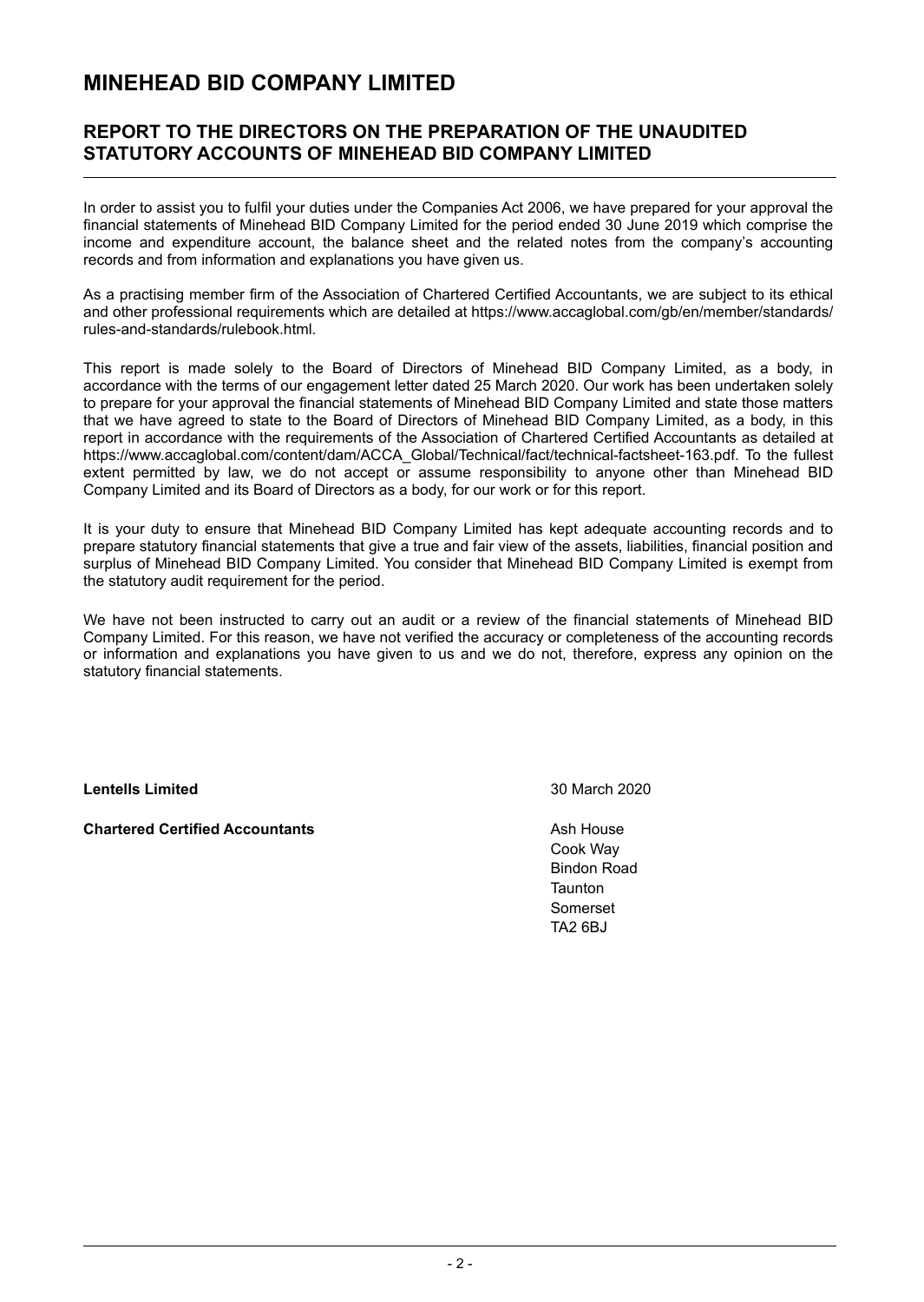# MINEHEAD BID COMPANY LIMITED

## REPORT TO THE DIRECTORS ON THE PREPARATION OF THE UNAUDITED STATUTORY ACCOUNTS OF MINEHEAD BID COMPANY LIMITED

In order to assist you to fulfil your duties under the Companies Act 2006, we have prepared for your approval the financial statements of Minehead BID Company Limited for the period ended 30 June 2019 which comprise the income and expenditure account, the balance sheet and the related notes from the company's accounting records and from information and explanations you have given us.

As a practising member firm of the Association of Chartered Certified Accountants, we are subject to its ethical and other professional requirements which are detailed at https://www.accaglobal.com/gb/en/member/standards/rules-and-standards/rulebook.html.

This report is made solely to the Board of Directors of Minehead BID Company Limited, as a body, in accordance with the terms of our engagement letter dated 25 March 2020. Our work has been undertaken solely to prepare for your approval the financial statements of Minehead BID Company Limited and state those matters that we have agreed to state to the Board of Directors of Minehead BID Company Limited, as a body, in this report in accordance with the requirements of the Association of Chartered Certified Accountants as detailed at https://www.accaglobal.com/content/dam/ACCA_Global/Technical/fact/technical-factsheet-163.pdf. To the fullest extent permitted by law, we do not accept or assume responsibility to anyone other than Minehead BID Company Limited and its Board of Directors as a body, for our work or for this report.

It is your duty to ensure that Minehead BID Company Limited has kept adequate accounting records and to prepare statutory financial statements that give a true and fair view of the assets, liabilities, financial position and surplus of Minehead BID Company Limited. You consider that Minehead BID Company Limited is exempt from the statutory audit requirement for the period.

We have not been instructed to carry out an audit or a review of the financial statements of Minehead BID Company Limited. For this reason, we have not verified the accuracy or completeness of the accounting records or information and explanations you have given to us and we do not, therefore, express any opinion on the statutory financial statements.

**Lentells Limited**

30 March 2020

**Chartered Certified Accountants**

Ash House
Cook Way
Bindon Road
Taunton
Somerset
TA2 6BJ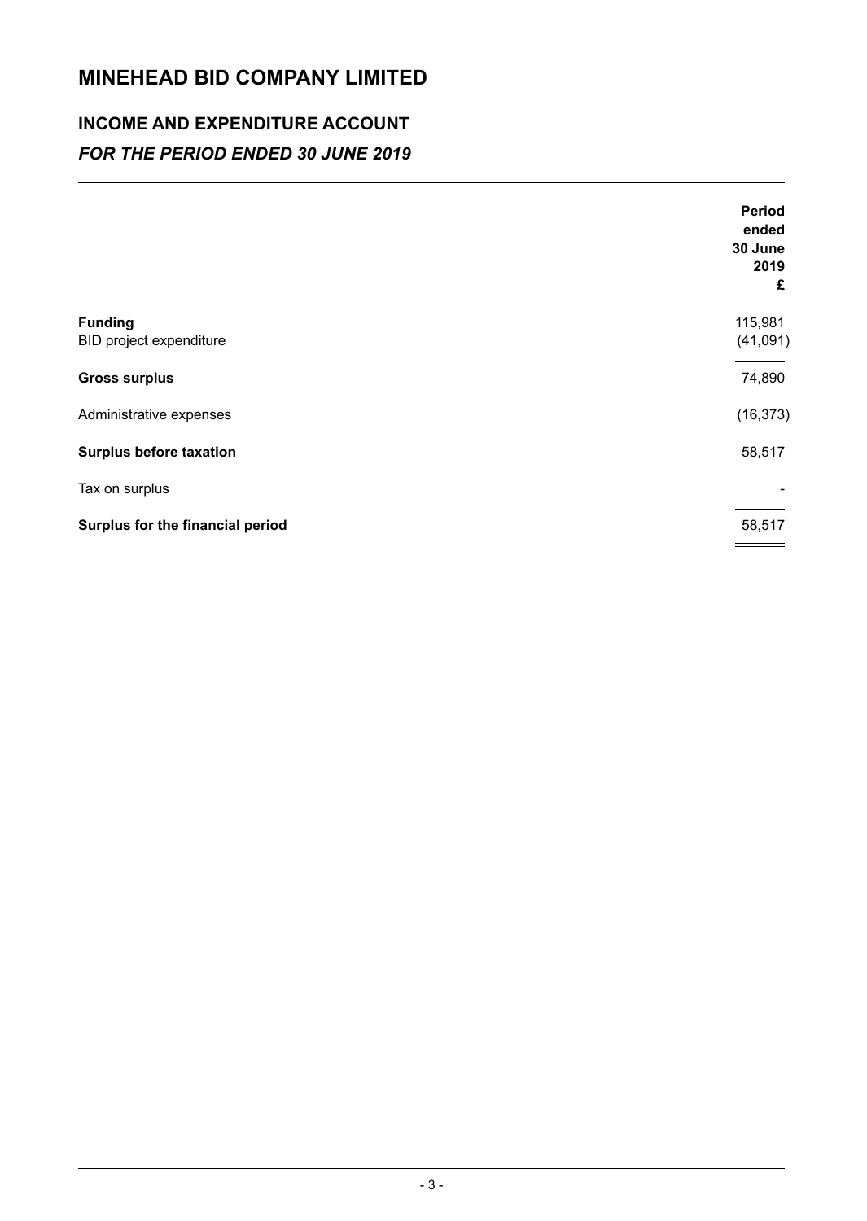# MINEHEAD BID COMPANY LIMITED

## INCOME AND EXPENDITURE ACCOUNT

### *FOR THE PERIOD ENDED 30 JUNE 2019*

| | Period ended 30 June 2019 £ |
|---|---|
| **Funding** | 115,981 |
| BID project expenditure | (41,091) |
| **Gross surplus** | 74,890 |
| Administrative expenses | (16,373) |
| **Surplus before taxation** | 58,517 |
| Tax on surplus | - |
| **Surplus for the financial period** | 58,517 |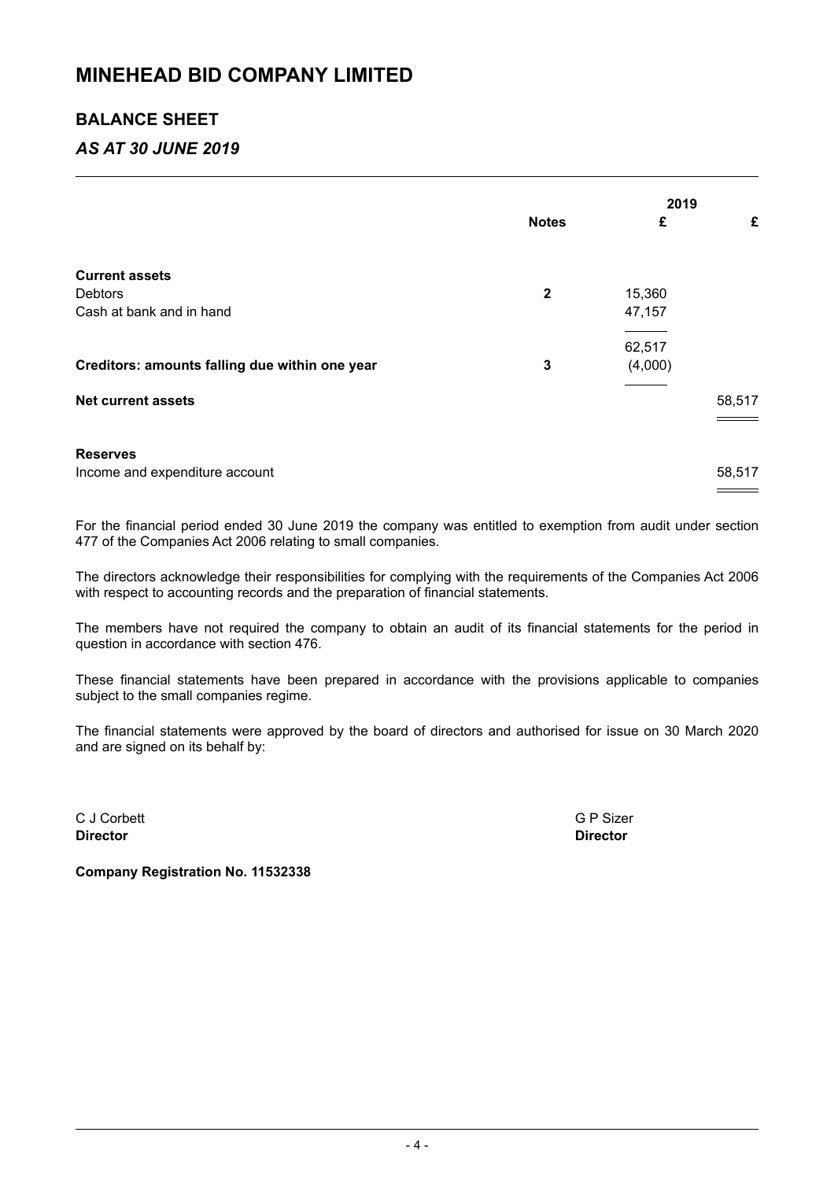# MINEHEAD BID COMPANY LIMITED

## BALANCE SHEET

### *AS AT 30 JUNE 2019*

| | Notes | 2019 £ | £ |
|---|---|---|---|
| **Current assets** | | | |
| Debtors | **2** | 15,360 | |
| Cash at bank and in hand | | 47,157 | |
| | | 62,517 | |
| **Creditors: amounts falling due within one year** | **3** | (4,000) | |
| **Net current assets** | | | 58,517 |
| **Reserves** | | | |
| Income and expenditure account | | | 58,517 |

For the financial period ended 30 June 2019 the company was entitled to exemption from audit under section 477 of the Companies Act 2006 relating to small companies.

The directors acknowledge their responsibilities for complying with the requirements of the Companies Act 2006 with respect to accounting records and the preparation of financial statements.

The members have not required the company to obtain an audit of its financial statements for the period in question in accordance with section 476.

These financial statements have been prepared in accordance with the provisions applicable to companies subject to the small companies regime.

The financial statements were approved by the board of directors and authorised for issue on 30 March 2020 and are signed on its behalf by:

C J Corbett
**Director**

G P Sizer
**Director**

**Company Registration No. 11532338**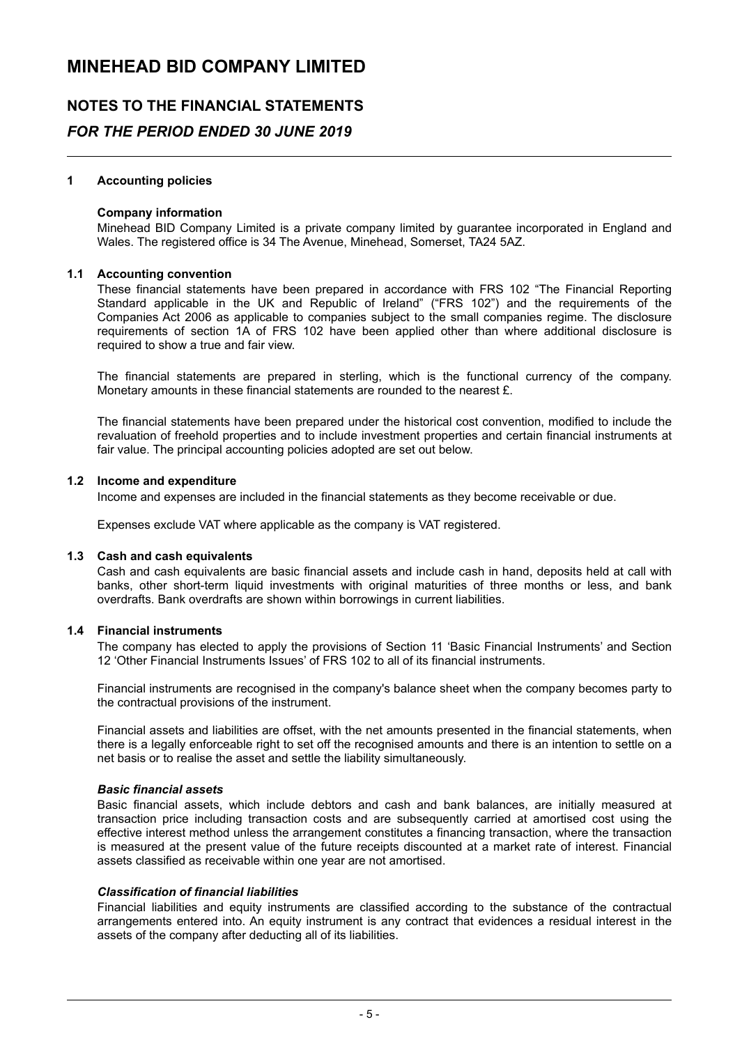# MINEHEAD BID COMPANY LIMITED

## NOTES TO THE FINANCIAL STATEMENTS

### *FOR THE PERIOD ENDED 30 JUNE 2019*

**1 Accounting policies**

**Company information**

Minehead BID Company Limited is a private company limited by guarantee incorporated in England and Wales. The registered office is 34 The Avenue, Minehead, Somerset, TA24 5AZ.

**1.1 Accounting convention**

These financial statements have been prepared in accordance with FRS 102 "The Financial Reporting Standard applicable in the UK and Republic of Ireland" ("FRS 102") and the requirements of the Companies Act 2006 as applicable to companies subject to the small companies regime. The disclosure requirements of section 1A of FRS 102 have been applied other than where additional disclosure is required to show a true and fair view.

The financial statements are prepared in sterling, which is the functional currency of the company. Monetary amounts in these financial statements are rounded to the nearest £.

The financial statements have been prepared under the historical cost convention, modified to include the revaluation of freehold properties and to include investment properties and certain financial instruments at fair value. The principal accounting policies adopted are set out below.

**1.2 Income and expenditure**

Income and expenses are included in the financial statements as they become receivable or due.

Expenses exclude VAT where applicable as the company is VAT registered.

**1.3 Cash and cash equivalents**

Cash and cash equivalents are basic financial assets and include cash in hand, deposits held at call with banks, other short-term liquid investments with original maturities of three months or less, and bank overdrafts. Bank overdrafts are shown within borrowings in current liabilities.

**1.4 Financial instruments**

The company has elected to apply the provisions of Section 11 'Basic Financial Instruments' and Section 12 'Other Financial Instruments Issues' of FRS 102 to all of its financial instruments.

Financial instruments are recognised in the company's balance sheet when the company becomes party to the contractual provisions of the instrument.

Financial assets and liabilities are offset, with the net amounts presented in the financial statements, when there is a legally enforceable right to set off the recognised amounts and there is an intention to settle on a net basis or to realise the asset and settle the liability simultaneously.

***Basic financial assets***

Basic financial assets, which include debtors and cash and bank balances, are initially measured at transaction price including transaction costs and are subsequently carried at amortised cost using the effective interest method unless the arrangement constitutes a financing transaction, where the transaction is measured at the present value of the future receipts discounted at a market rate of interest. Financial assets classified as receivable within one year are not amortised.

***Classification of financial liabilities***

Financial liabilities and equity instruments are classified according to the substance of the contractual arrangements entered into. An equity instrument is any contract that evidences a residual interest in the assets of the company after deducting all of its liabilities.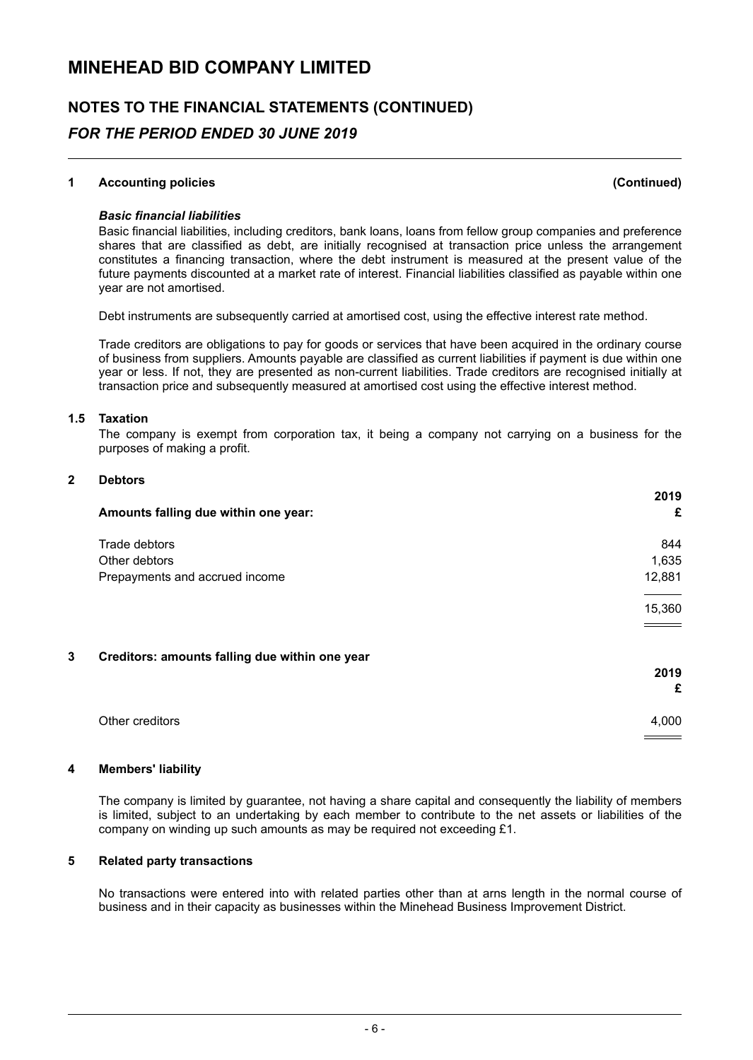# MINEHEAD BID COMPANY LIMITED

## NOTES TO THE FINANCIAL STATEMENTS (CONTINUED)

## *FOR THE PERIOD ENDED 30 JUNE 2019*

**1 Accounting policies** **(Continued)**

***Basic financial liabilities***

Basic financial liabilities, including creditors, bank loans, loans from fellow group companies and preference shares that are classified as debt, are initially recognised at transaction price unless the arrangement constitutes a financing transaction, where the debt instrument is measured at the present value of the future payments discounted at a market rate of interest. Financial liabilities classified as payable within one year are not amortised.

Debt instruments are subsequently carried at amortised cost, using the effective interest rate method.

Trade creditors are obligations to pay for goods or services that have been acquired in the ordinary course of business from suppliers. Amounts payable are classified as current liabilities if payment is due within one year or less. If not, they are presented as non-current liabilities. Trade creditors are recognised initially at transaction price and subsequently measured at amortised cost using the effective interest method.

**1.5 Taxation**

The company is exempt from corporation tax, it being a company not carrying on a business for the purposes of making a profit.

**2 Debtors**

| | 2019 |
|---|---|
| **Amounts falling due within one year:** | **£** |
| Trade debtors | 844 |
| Other debtors | 1,635 |
| Prepayments and accrued income | 12,881 |
| | 15,360 |

**3 Creditors: amounts falling due within one year**

| | 2019 |
|---|---|
| | **£** |
| Other creditors | 4,000 |

**4 Members' liability**

The company is limited by guarantee, not having a share capital and consequently the liability of members is limited, subject to an undertaking by each member to contribute to the net assets or liabilities of the company on winding up such amounts as may be required not exceeding £1.

**5 Related party transactions**

No transactions were entered into with related parties other than at arns length in the normal course of business and in their capacity as businesses within the Minehead Business Improvement District.